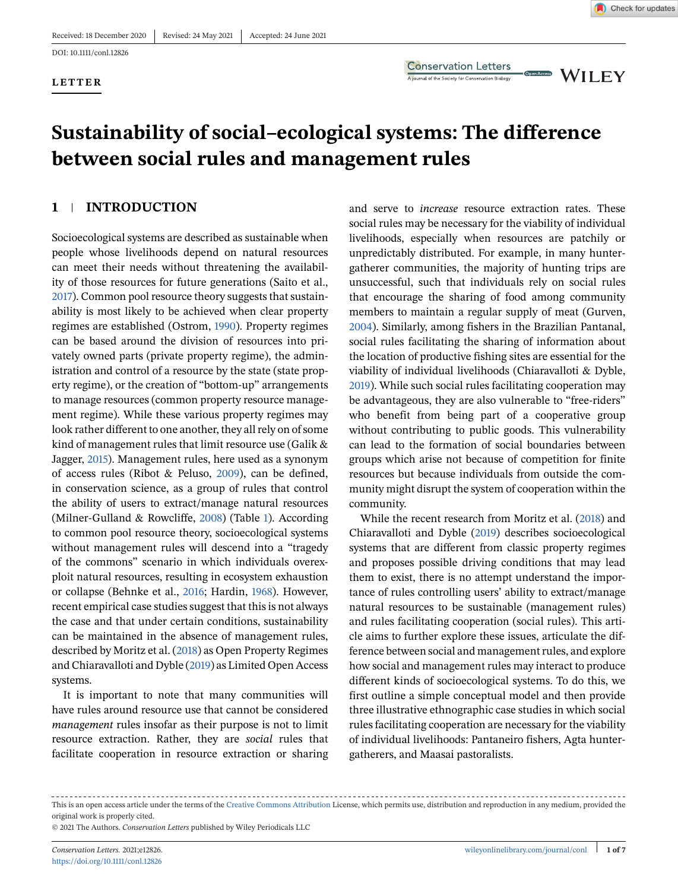Received: 18 December 2020 | Revised: 24 May 2021 | Accepted: 24 June 2021

DOI: 10.1111/conl.12826

**LETTER**

# Sustainability of social–ecological systems: The difference between social rules and management rules

## 1 INTRODUCTION

Socioecological systems are described as sustainable when people whose livelihoods depend on natural resources can meet their needs without threatening the availability of those resources for future generations (Saito et al., 2017). Common pool resource theory suggests that sustainability is most likely to be achieved when clear property regimes are established (Ostrom, 1990). Property regimes can be based around the division of resources into privately owned parts (private property regime), the administration and control of a resource by the state (state property regime), or the creation of "bottom-up" arrangements to manage resources (common property resource management regime). While these various property regimes may look rather different to one another, they all rely on of some kind of management rules that limit resource use (Galik & Jagger, 2015). Management rules, here used as a synonym of access rules (Ribot & Peluso, 2009), can be defined, in conservation science, as a group of rules that control the ability of users to extract/manage natural resources (Milner-Gulland & Rowcliffe, 2008) (Table 1). According to common pool resource theory, socioecological systems without management rules will descend into a "tragedy of the commons" scenario in which individuals overexploit natural resources, resulting in ecosystem exhaustion or collapse (Behnke et al., 2016; Hardin, 1968). However, recent empirical case studies suggest that this is not always the case and that under certain conditions, sustainability can be maintained in the absence of management rules, described by Moritz et al. (2018) as Open Property Regimes and Chiaravalloti and Dyble (2019) as Limited Open Access systems.

It is important to note that many communities will have rules around resource use that cannot be considered *management* rules insofar as their purpose is not to limit resource extraction. Rather, they are *social* rules that facilitate cooperation in resource extraction or sharing and serve to *increase* resource extraction rates. These social rules may be necessary for the viability of individual livelihoods, especially when resources are patchily or unpredictably distributed. For example, in many hunter-gatherer communities, the majority of hunting trips are unsuccessful, such that individuals rely on social rules that encourage the sharing of food among community members to maintain a regular supply of meat (Gurven, 2004). Similarly, among fishers in the Brazilian Pantanal, social rules facilitating the sharing of information about the location of productive fishing sites are essential for the viability of individual livelihoods (Chiaravalloti & Dyble, 2019). While such social rules facilitating cooperation may be advantageous, they are also vulnerable to "free-riders" who benefit from being part of a cooperative group without contributing to public goods. This vulnerability can lead to the formation of social boundaries between groups which arise not because of competition for finite resources but because individuals from outside the community might disrupt the system of cooperation within the community.

While the recent research from Moritz et al. (2018) and Chiaravalloti and Dyble (2019) describes socioecological systems that are different from classic property regimes and proposes possible driving conditions that may lead them to exist, there is no attempt understand the importance of rules controlling users' ability to extract/manage natural resources to be sustainable (management rules) and rules facilitating cooperation (social rules). This article aims to further explore these issues, articulate the difference between social and management rules, and explore how social and management rules may interact to produce different kinds of socioecological systems. To do this, we first outline a simple conceptual model and then provide three illustrative ethnographic case studies in which social rules facilitating cooperation are necessary for the viability of individual livelihoods: Pantaneiro fishers, Agta hunter-gatherers, and Maasai pastoralists.

---

This is an open access article under the terms of the Creative Commons Attribution License, which permits use, distribution and reproduction in any medium, provided the original work is properly cited.

© 2021 The Authors. *Conservation Letters* published by Wiley Periodicals LLC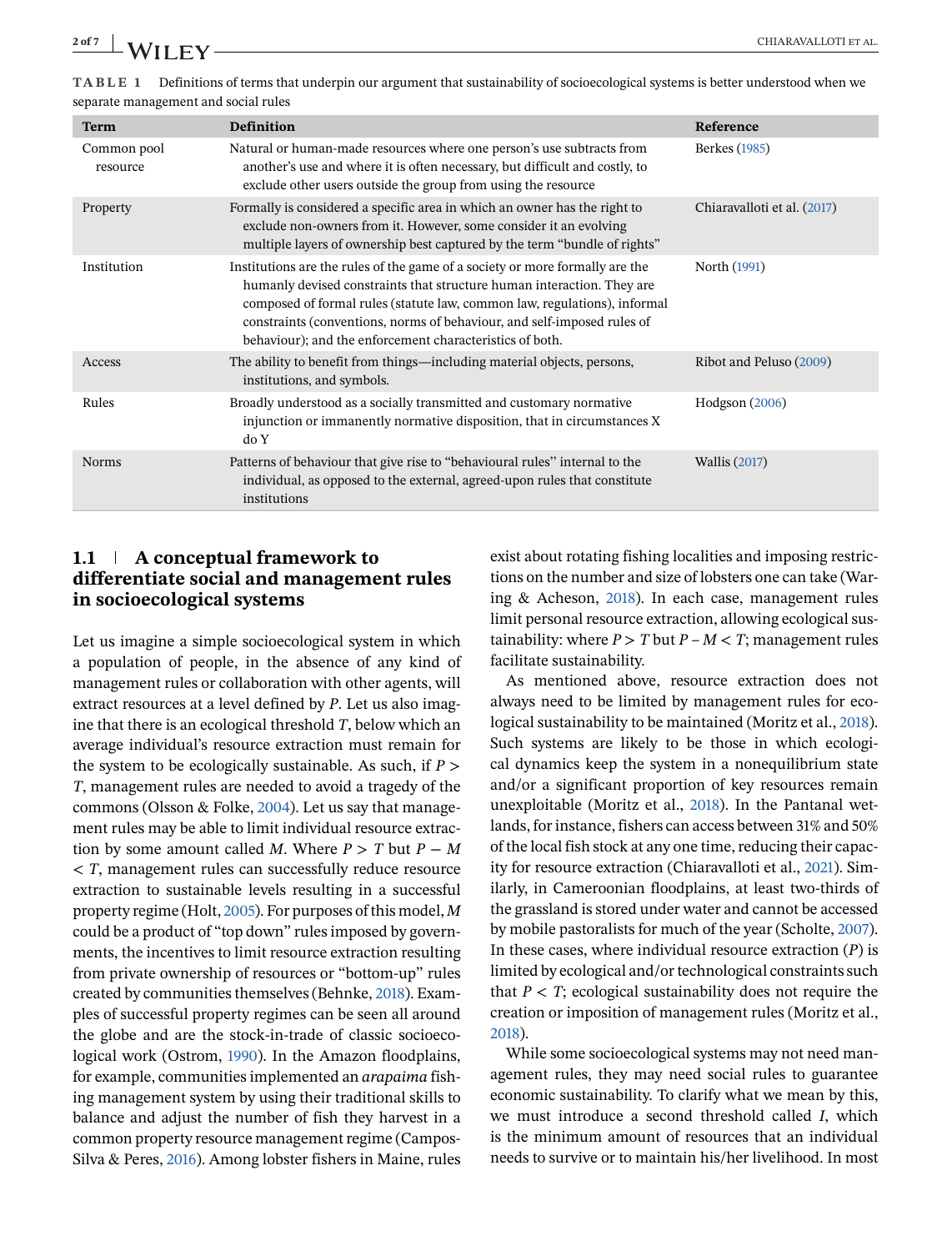**TABLE 1** Definitions of terms that underpin our argument that sustainability of socioecological systems is better understood when we separate management and social rules

| Term | Definition | Reference |
| --- | --- | --- |
| Common pool resource | Natural or human-made resources where one person's use subtracts from another's use and where it is often necessary, but difficult and costly, to exclude other users outside the group from using the resource | Berkes (1985) |
| Property | Formally is considered a specific area in which an owner has the right to exclude non-owners from it. However, some consider it an evolving multiple layers of ownership best captured by the term "bundle of rights" | Chiaravalloti et al. (2017) |
| Institution | Institutions are the rules of the game of a society or more formally are the humanly devised constraints that structure human interaction. They are composed of formal rules (statute law, common law, regulations), informal constraints (conventions, norms of behaviour, and self-imposed rules of behaviour); and the enforcement characteristics of both. | North (1991) |
| Access | The ability to benefit from things—including material objects, persons, institutions, and symbols. | Ribot and Peluso (2009) |
| Rules | Broadly understood as a socially transmitted and customary normative injunction or immanently normative disposition, that in circumstances X do Y | Hodgson (2006) |
| Norms | Patterns of behaviour that give rise to "behavioural rules" internal to the individual, as opposed to the external, agreed-upon rules that constitute institutions | Wallis (2017) |

### 1.1 | A conceptual framework to differentiate social and management rules in socioecological systems

Let us imagine a simple socioecological system in which a population of people, in the absence of any kind of management rules or collaboration with other agents, will extract resources at a level defined by $P$. Let us also imagine that there is an ecological threshold $T$, below which an average individual's resource extraction must remain for the system to be ecologically sustainable. As such, if $P > T$, management rules are needed to avoid a tragedy of the commons (Olsson & Folke, 2004). Let us say that management rules may be able to limit individual resource extraction by some amount called $M$. Where $P > T$ but $P - M < T$, management rules can successfully reduce resource extraction to sustainable levels resulting in a successful property regime (Holt, 2005). For purposes of this model, $M$ could be a product of "top down" rules imposed by governments, the incentives to limit resource extraction resulting from private ownership of resources or "bottom-up" rules created by communities themselves (Behnke, 2018). Examples of successful property regimes can be seen all around the globe and are the stock-in-trade of classic socioecological work (Ostrom, 1990). In the Amazon floodplains, for example, communities implemented an *arapaima* fishing management system by using their traditional skills to balance and adjust the number of fish they harvest in a common property resource management regime (Campos-Silva & Peres, 2016). Among lobster fishers in Maine, rules exist about rotating fishing localities and imposing restrictions on the number and size of lobsters one can take (Waring & Acheson, 2018). In each case, management rules limit personal resource extraction, allowing ecological sustainability: where $P > T$ but $P - M < T$; management rules facilitate sustainability.

As mentioned above, resource extraction does not always need to be limited by management rules for ecological sustainability to be maintained (Moritz et al., 2018). Such systems are likely to be those in which ecological dynamics keep the system in a nonequilibrium state and/or a significant proportion of key resources remain unexploitable (Moritz et al., 2018). In the Pantanal wetlands, for instance, fishers can access between 31% and 50% of the local fish stock at any one time, reducing their capacity for resource extraction (Chiaravalloti et al., 2021). Similarly, in Cameroonian floodplains, at least two-thirds of the grassland is stored under water and cannot be accessed by mobile pastoralists for much of the year (Scholte, 2007). In these cases, where individual resource extraction ($P$) is limited by ecological and/or technological constraints such that $P < T$; ecological sustainability does not require the creation or imposition of management rules (Moritz et al., 2018).

While some socioecological systems may not need management rules, they may need social rules to guarantee economic sustainability. To clarify what we mean by this, we must introduce a second threshold called $I$, which is the minimum amount of resources that an individual needs to survive or to maintain his/her livelihood. In most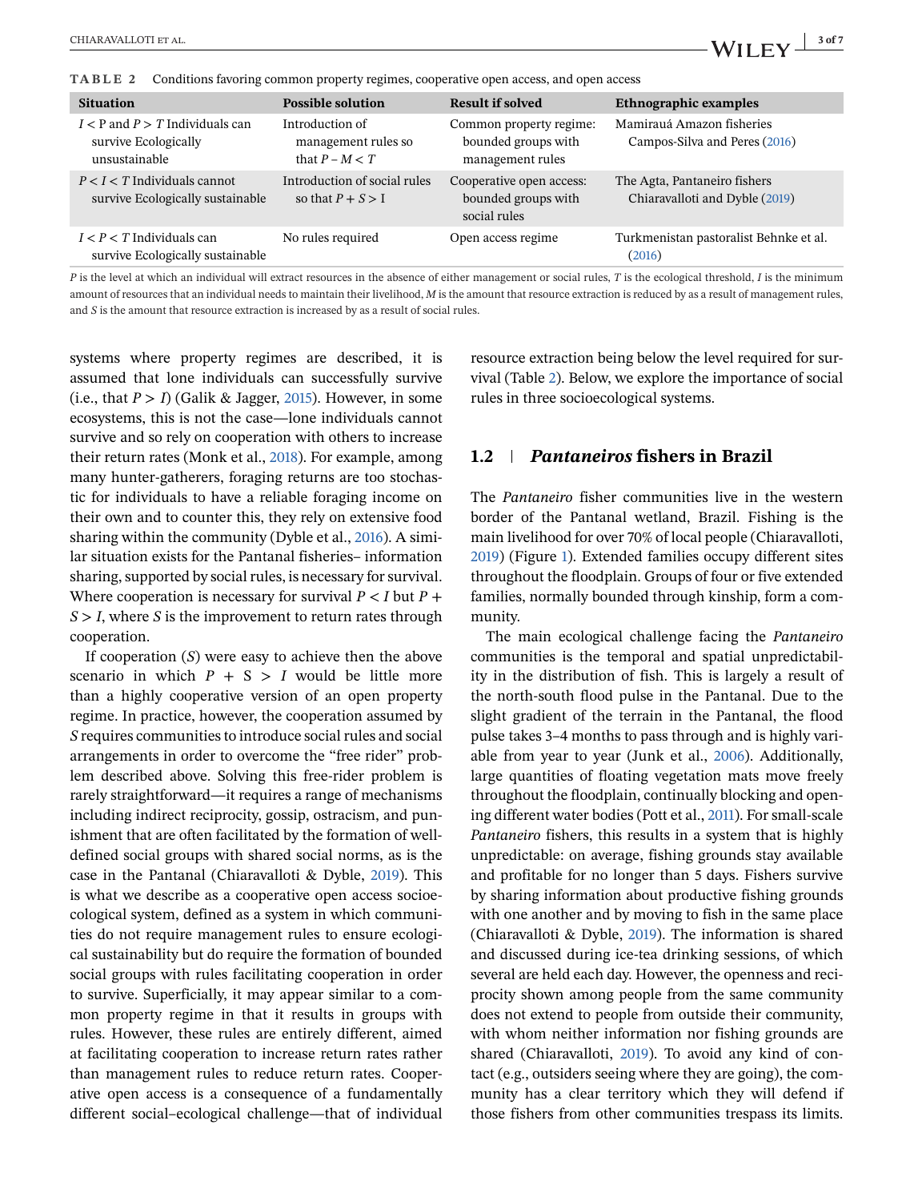**TABLE 2** Conditions favoring common property regimes, cooperative open access, and open access

| Situation | Possible solution | Result if solved | Ethnographic examples |
|---|---|---|---|
| $I < P$ and $P > T$ Individuals can survive Ecologically unsustainable | Introduction of management rules so that $P - M < T$ | Common property regime: bounded groups with management rules | Mamirauá Amazon fisheries Campos-Silva and Peres (2016) |
| $P < I < T$ Individuals cannot survive Ecologically sustainable | Introduction of social rules so that $P + S > I$ | Cooperative open access: bounded groups with social rules | The Agta, Pantaneiro fishers Chiaravalloti and Dyble (2019) |
| $I < P < T$ Individuals can survive Ecologically sustainable | No rules required | Open access regime | Turkmenistan pastoralist Behnke et al. (2016) |

$P$ is the level at which an individual will extract resources in the absence of either management or social rules, $T$ is the ecological threshold, $I$ is the minimum amount of resources that an individual needs to maintain their livelihood, $M$ is the amount that resource extraction is reduced by as a result of management rules, and $S$ is the amount that resource extraction is increased by as a result of social rules.

systems where property regimes are described, it is assumed that lone individuals can successfully survive (i.e., that $P > I$) (Galik & Jagger, 2015). However, in some ecosystems, this is not the case—lone individuals cannot survive and so rely on cooperation with others to increase their return rates (Monk et al., 2018). For example, among many hunter-gatherers, foraging returns are too stochastic for individuals to have a reliable foraging income on their own and to counter this, they rely on extensive food sharing within the community (Dyble et al., 2016). A similar situation exists for the Pantanal fisheries– information sharing, supported by social rules, is necessary for survival. Where cooperation is necessary for survival $P < I$ but $P + S > I$, where $S$ is the improvement to return rates through cooperation.

If cooperation ($S$) were easy to achieve then the above scenario in which $P + S > I$ would be little more than a highly cooperative version of an open property regime. In practice, however, the cooperation assumed by $S$ requires communities to introduce social rules and social arrangements in order to overcome the "free rider" problem described above. Solving this free-rider problem is rarely straightforward—it requires a range of mechanisms including indirect reciprocity, gossip, ostracism, and punishment that are often facilitated by the formation of well-defined social groups with shared social norms, as is the case in the Pantanal (Chiaravalloti & Dyble, 2019). This is what we describe as a cooperative open access socioecological system, defined as a system in which communities do not require management rules to ensure ecological sustainability but do require the formation of bounded social groups with rules facilitating cooperation in order to survive. Superficially, it may appear similar to a common property regime in that it results in groups with rules. However, these rules are entirely different, aimed at facilitating cooperation to increase return rates rather than management rules to reduce return rates. Cooperative open access is a consequence of a fundamentally different social–ecological challenge—that of individual resource extraction being below the level required for survival (Table 2). Below, we explore the importance of social rules in three socioecological systems.

## 1.2 | *Pantaneiros* fishers in Brazil

The *Pantaneiro* fisher communities live in the western border of the Pantanal wetland, Brazil. Fishing is the main livelihood for over 70% of local people (Chiaravalloti, 2019) (Figure 1). Extended families occupy different sites throughout the floodplain. Groups of four or five extended families, normally bounded through kinship, form a community.

The main ecological challenge facing the *Pantaneiro* communities is the temporal and spatial unpredictability in the distribution of fish. This is largely a result of the north-south flood pulse in the Pantanal. Due to the slight gradient of the terrain in the Pantanal, the flood pulse takes 3–4 months to pass through and is highly variable from year to year (Junk et al., 2006). Additionally, large quantities of floating vegetation mats move freely throughout the floodplain, continually blocking and opening different water bodies (Pott et al., 2011). For small-scale *Pantaneiro* fishers, this results in a system that is highly unpredictable: on average, fishing grounds stay available and profitable for no longer than 5 days. Fishers survive by sharing information about productive fishing grounds with one another and by moving to fish in the same place (Chiaravalloti & Dyble, 2019). The information is shared and discussed during ice-tea drinking sessions, of which several are held each day. However, the openness and reciprocity shown among people from the same community does not extend to people from outside their community, with whom neither information nor fishing grounds are shared (Chiaravalloti, 2019). To avoid any kind of contact (e.g., outsiders seeing where they are going), the community has a clear territory which they will defend if those fishers from other communities trespass its limits.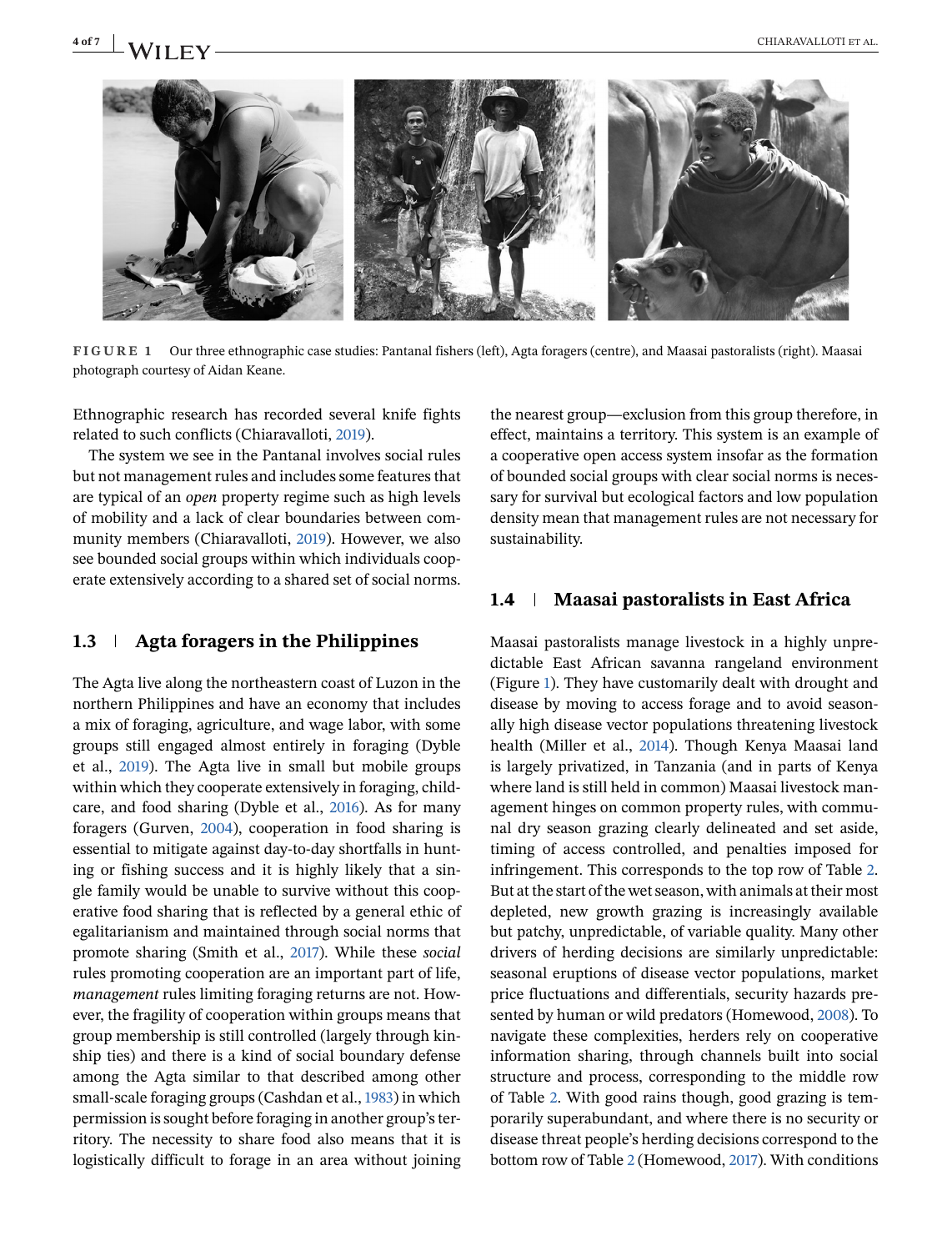FIGURE 1 Our three ethnographic case studies: Pantanal fishers (left), Agta foragers (centre), and Maasai pastoralists (right). Maasai photograph courtesy of Aidan Keane.

Ethnographic research has recorded several knife fights related to such conflicts (Chiaravalloti, 2019).

The system we see in the Pantanal involves social rules but not management rules and includes some features that are typical of an *open* property regime such as high levels of mobility and a lack of clear boundaries between community members (Chiaravalloti, 2019). However, we also see bounded social groups within which individuals cooperate extensively according to a shared set of social norms.

### 1.3 | Agta foragers in the Philippines

The Agta live along the northeastern coast of Luzon in the northern Philippines and have an economy that includes a mix of foraging, agriculture, and wage labor, with some groups still engaged almost entirely in foraging (Dyble et al., 2019). The Agta live in small but mobile groups within which they cooperate extensively in foraging, childcare, and food sharing (Dyble et al., 2016). As for many foragers (Gurven, 2004), cooperation in food sharing is essential to mitigate against day-to-day shortfalls in hunting or fishing success and it is highly likely that a single family would be unable to survive without this cooperative food sharing that is reflected by a general ethic of egalitarianism and maintained through social norms that promote sharing (Smith et al., 2017). While these *social* rules promoting cooperation are an important part of life, *management* rules limiting foraging returns are not. However, the fragility of cooperation within groups means that group membership is still controlled (largely through kinship ties) and there is a kind of social boundary defense among the Agta similar to that described among other small-scale foraging groups (Cashdan et al., 1983) in which permission is sought before foraging in another group's territory. The necessity to share food also means that it is logistically difficult to forage in an area without joining the nearest group—exclusion from this group therefore, in effect, maintains a territory. This system is an example of a cooperative open access system insofar as the formation of bounded social groups with clear social norms is necessary for survival but ecological factors and low population density mean that management rules are not necessary for sustainability.

### 1.4 | Maasai pastoralists in East Africa

Maasai pastoralists manage livestock in a highly unpredictable East African savanna rangeland environment (Figure 1). They have customarily dealt with drought and disease by moving to access forage and to avoid seasonally high disease vector populations threatening livestock health (Miller et al., 2014). Though Kenya Maasai land is largely privatized, in Tanzania (and in parts of Kenya where land is still held in common) Maasai livestock management hinges on common property rules, with communal dry season grazing clearly delineated and set aside, timing of access controlled, and penalties imposed for infringement. This corresponds to the top row of Table 2. But at the start of the wet season, with animals at their most depleted, new growth grazing is increasingly available but patchy, unpredictable, of variable quality. Many other drivers of herding decisions are similarly unpredictable: seasonal eruptions of disease vector populations, market price fluctuations and differentials, security hazards presented by human or wild predators (Homewood, 2008). To navigate these complexities, herders rely on cooperative information sharing, through channels built into social structure and process, corresponding to the middle row of Table 2. With good rains though, good grazing is temporarily superabundant, and where there is no security or disease threat people's herding decisions correspond to the bottom row of Table 2 (Homewood, 2017). With conditions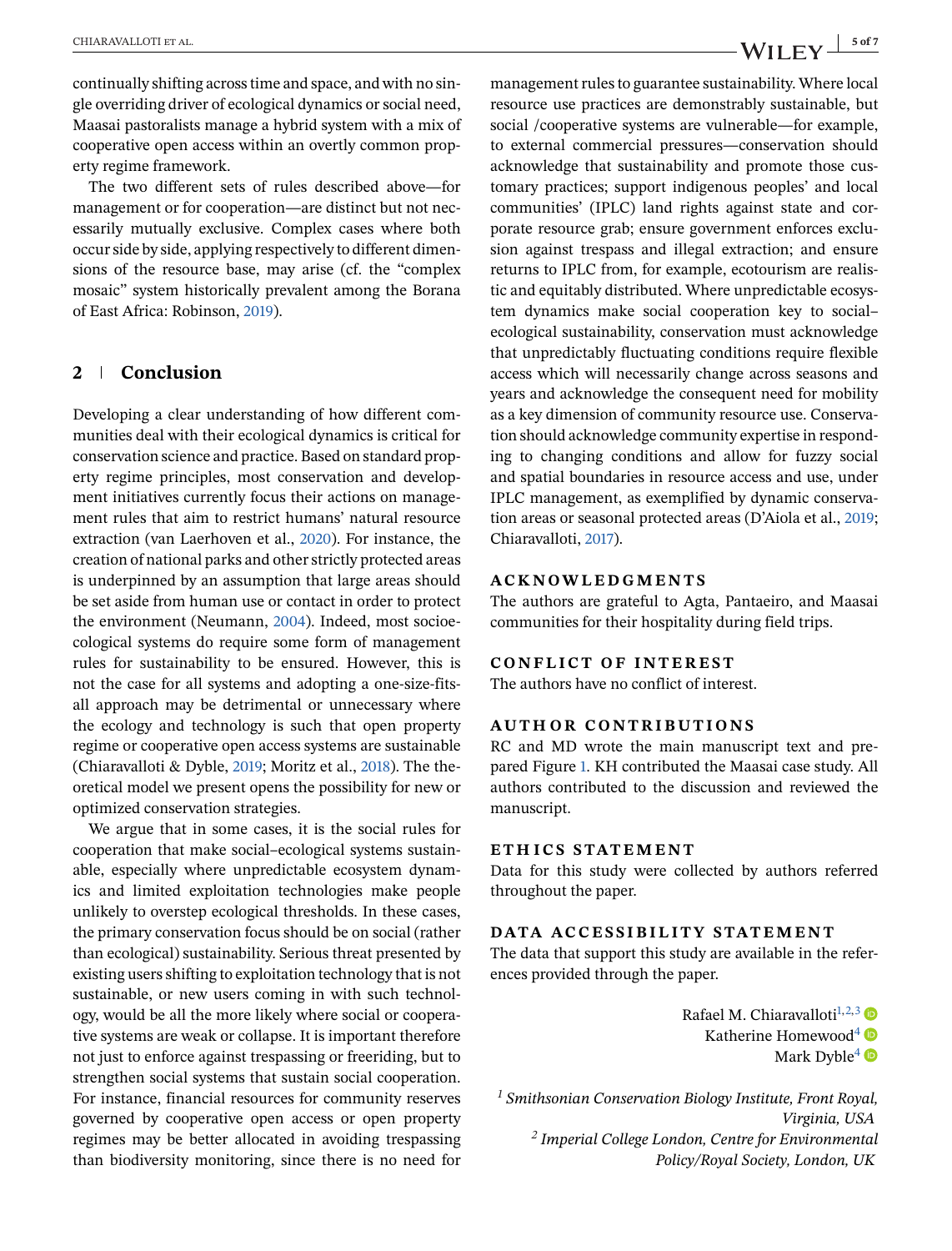continually shifting across time and space, and with no single overriding driver of ecological dynamics or social need, Maasai pastoralists manage a hybrid system with a mix of cooperative open access within an overtly common property regime framework.

The two different sets of rules described above—for management or for cooperation—are distinct but not necessarily mutually exclusive. Complex cases where both occur side by side, applying respectively to different dimensions of the resource base, may arise (cf. the "complex mosaic" system historically prevalent among the Borana of East Africa: Robinson, 2019).

## 2 | Conclusion

Developing a clear understanding of how different communities deal with their ecological dynamics is critical for conservation science and practice. Based on standard property regime principles, most conservation and development initiatives currently focus their actions on management rules that aim to restrict humans' natural resource extraction (van Laerhoven et al., 2020). For instance, the creation of national parks and other strictly protected areas is underpinned by an assumption that large areas should be set aside from human use or contact in order to protect the environment (Neumann, 2004). Indeed, most socioecological systems do require some form of management rules for sustainability to be ensured. However, this is not the case for all systems and adopting a one-size-fits-all approach may be detrimental or unnecessary where the ecology and technology is such that open property regime or cooperative open access systems are sustainable (Chiaravalloti & Dyble, 2019; Moritz et al., 2018). The theoretical model we present opens the possibility for new or optimized conservation strategies.

We argue that in some cases, it is the social rules for cooperation that make social–ecological systems sustainable, especially where unpredictable ecosystem dynamics and limited exploitation technologies make people unlikely to overstep ecological thresholds. In these cases, the primary conservation focus should be on social (rather than ecological) sustainability. Serious threat presented by existing users shifting to exploitation technology that is not sustainable, or new users coming in with such technology, would be all the more likely where social or cooperative systems are weak or collapse. It is important therefore not just to enforce against trespassing or freeriding, but to strengthen social systems that sustain social cooperation. For instance, financial resources for community reserves governed by cooperative open access or open property regimes may be better allocated in avoiding trespassing than biodiversity monitoring, since there is no need for management rules to guarantee sustainability. Where local resource use practices are demonstrably sustainable, but social /cooperative systems are vulnerable—for example, to external commercial pressures—conservation should acknowledge that sustainability and promote those customary practices; support indigenous peoples' and local communities' (IPLC) land rights against state and corporate resource grab; ensure government enforces exclusion against trespass and illegal extraction; and ensure returns to IPLC from, for example, ecotourism are realistic and equitably distributed. Where unpredictable ecosystem dynamics make social cooperation key to social–ecological sustainability, conservation must acknowledge that unpredictably fluctuating conditions require flexible access which will necessarily change across seasons and years and acknowledge the consequent need for mobility as a key dimension of community resource use. Conservation should acknowledge community expertise in responding to changing conditions and allow for fuzzy social and spatial boundaries in resource access and use, under IPLC management, as exemplified by dynamic conservation areas or seasonal protected areas (D'Aiola et al., 2019; Chiaravalloti, 2017).

### ACKNOWLEDGMENTS

The authors are grateful to Agta, Pantaeiro, and Maasai communities for their hospitality during field trips.

### CONFLICT OF INTEREST

The authors have no conflict of interest.

### AUTHOR CONTRIBUTIONS

RC and MD wrote the main manuscript text and prepared Figure 1. KH contributed the Maasai case study. All authors contributed to the discussion and reviewed the manuscript.

### ETHICS STATEMENT

Data for this study were collected by authors referred throughout the paper.

### DATA ACCESSIBILITY STATEMENT

The data that support this study are available in the references provided through the paper.

Rafael M. Chiaravalloti[1,2,3]
Katherine Homewood[4]
Mark Dyble[4]

[1] *Smithsonian Conservation Biology Institute, Front Royal, Virginia, USA*
[2] *Imperial College London, Centre for Environmental Policy/Royal Society, London, UK*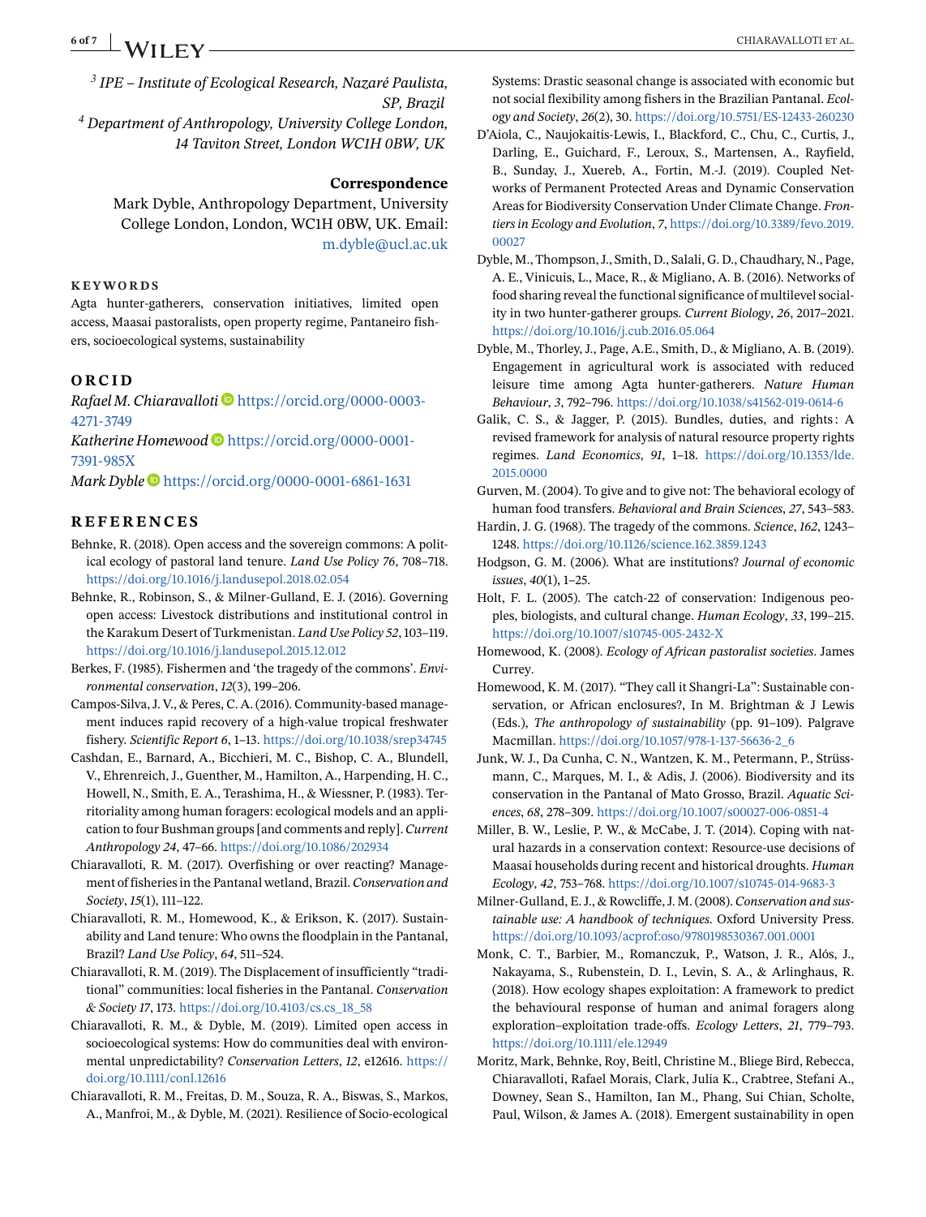[3] IPE – Institute of Ecological Research, Nazaré Paulista, SP, Brazil

[4] Department of Anthropology, University College London, 14 Taviton Street, London WC1H 0BW, UK

**Correspondence**

Mark Dyble, Anthropology Department, University College London, London, WC1H 0BW, UK. Email: m.dyble@ucl.ac.uk

**KEYWORDS**

Agta hunter-gatherers, conservation initiatives, limited open access, Maasai pastoralists, open property regime, Pantaneiro fishers, socioecological systems, sustainability

## ORCID

*Rafael M. Chiaravalloti* https://orcid.org/0000-0003-4271-3749

*Katherine Homewood* https://orcid.org/0000-0001-7391-985X

*Mark Dyble* https://orcid.org/0000-0001-6861-1631

## REFERENCES

Behnke, R. (2018). Open access and the sovereign commons: A political ecology of pastoral land tenure. *Land Use Policy 76*, 708–718. https://doi.org/10.1016/j.landusepol.2018.02.054

Behnke, R., Robinson, S., & Milner-Gulland, E. J. (2016). Governing open access: Livestock distributions and institutional control in the Karakum Desert of Turkmenistan. *Land Use Policy 52*, 103–119. https://doi.org/10.1016/j.landusepol.2015.12.012

Berkes, F. (1985). Fishermen and 'the tragedy of the commons'. *Environmental conservation*, *12*(3), 199–206.

Campos-Silva, J. V., & Peres, C. A. (2016). Community-based management induces rapid recovery of a high-value tropical freshwater fishery. *Scientific Report 6*, 1–13. https://doi.org/10.1038/srep34745

Cashdan, E., Barnard, A., Bicchieri, M. C., Bishop, C. A., Blundell, V., Ehrenreich, J., Guenther, M., Hamilton, A., Harpending, H. C., Howell, N., Smith, E. A., Terashima, H., & Wiessner, P. (1983). Territoriality among human foragers: ecological models and an application to four Bushman groups [and comments and reply]. *Current Anthropology 24*, 47–66. https://doi.org/10.1086/202934

Chiaravalloti, R. M. (2017). Overfishing or over reacting? Management of fisheries in the Pantanal wetland, Brazil. *Conservation and Society*, *15*(1), 111–122.

Chiaravalloti, R. M., Homewood, K., & Erikson, K. (2017). Sustainability and Land tenure: Who owns the floodplain in the Pantanal, Brazil? *Land Use Policy*, *64*, 511–524.

Chiaravalloti, R. M. (2019). The Displacement of insufficiently "traditional" communities: local fisheries in the Pantanal. *Conservation & Society 17*, 173. https://doi.org/10.4103/cs.cs_18_58

Chiaravalloti, R. M., & Dyble, M. (2019). Limited open access in socioecological systems: How do communities deal with environmental unpredictability? *Conservation Letters*, *12*, e12616. https://doi.org/10.1111/conl.12616

Chiaravalloti, R. M., Freitas, D. M., Souza, R. A., Biswas, S., Markos, A., Manfroi, M., & Dyble, M. (2021). Resilience of Socio-ecological Systems: Drastic seasonal change is associated with economic but not social flexibility among fishers in the Brazilian Pantanal. *Ecology and Society*, *26*(2), 30. https://doi.org/10.5751/ES-12433-260230

D'Aiola, C., Naujokaitis-Lewis, I., Blackford, C., Chu, C., Curtis, J., Darling, E., Guichard, F., Leroux, S., Martensen, A., Rayfield, B., Sunday, J., Xuereb, A., Fortin, M.-J. (2019). Coupled Networks of Permanent Protected Areas and Dynamic Conservation Areas for Biodiversity Conservation Under Climate Change. *Frontiers in Ecology and Evolution*, *7*, https://doi.org/10.3389/fevo.2019.00027

Dyble, M., Thompson, J., Smith, D., Salali, G. D., Chaudhary, N., Page, A. E., Vinicuis, L., Mace, R., & Migliano, A. B. (2016). Networks of food sharing reveal the functional significance of multilevel sociality in two hunter-gatherer groups. *Current Biology*, *26*, 2017–2021. https://doi.org/10.1016/j.cub.2016.05.064

Dyble, M., Thorley, J., Page, A.E., Smith, D., & Migliano, A. B. (2019). Engagement in agricultural work is associated with reduced leisure time among Agta hunter-gatherers. *Nature Human Behaviour*, *3*, 792–796. https://doi.org/10.1038/s41562-019-0614-6

Galik, C. S., & Jagger, P. (2015). Bundles, duties, and rights : A revised framework for analysis of natural resource property rights regimes. *Land Economics*, *91*, 1–18. https://doi.org/10.1353/lde.2015.0000

Gurven, M. (2004). To give and to give not: The behavioral ecology of human food transfers. *Behavioral and Brain Sciences*, *27*, 543–583.

Hardin, J. G. (1968). The tragedy of the commons. *Science*, *162*, 1243–1248. https://doi.org/10.1126/science.162.3859.1243

Hodgson, G. M. (2006). What are institutions? *Journal of economic issues*, *40*(1), 1–25.

Holt, F. L. (2005). The catch-22 of conservation: Indigenous peoples, biologists, and cultural change. *Human Ecology*, *33*, 199–215. https://doi.org/10.1007/s10745-005-2432-X

Homewood, K. (2008). *Ecology of African pastoralist societies*. James Currey.

Homewood, K. M. (2017). "They call it Shangri-La": Sustainable conservation, or African enclosures?, In M. Brightman & J Lewis (Eds.), *The anthropology of sustainability* (pp. 91–109). Palgrave Macmillan. https://doi.org/10.1057/978-1-137-56636-2_6

Junk, W. J., Da Cunha, C. N., Wantzen, K. M., Petermann, P., Strüssmann, C., Marques, M. I., & Adis, J. (2006). Biodiversity and its conservation in the Pantanal of Mato Grosso, Brazil. *Aquatic Sciences*, *68*, 278–309. https://doi.org/10.1007/s00027-006-0851-4

Miller, B. W., Leslie, P. W., & McCabe, J. T. (2014). Coping with natural hazards in a conservation context: Resource-use decisions of Maasai households during recent and historical droughts. *Human Ecology*, *42*, 753–768. https://doi.org/10.1007/s10745-014-9683-3

Milner-Gulland, E. J., & Rowcliffe, J. M. (2008). *Conservation and sustainable use: A handbook of techniques*. Oxford University Press. https://doi.org/10.1093/acprof:oso/9780198530367.001.0001

Monk, C. T., Barbier, M., Romanczuk, P., Watson, J. R., Alós, J., Nakayama, S., Rubenstein, D. I., Levin, S. A., & Arlinghaus, R. (2018). How ecology shapes exploitation: A framework to predict the behavioural response of human and animal foragers along exploration–exploitation trade-offs. *Ecology Letters*, *21*, 779–793. https://doi.org/10.1111/ele.12949

Moritz, Mark, Behnke, Roy, Beitl, Christine M., Bliege Bird, Rebecca, Chiaravalloti, Rafael Morais, Clark, Julia K., Crabtree, Stefani A., Downey, Sean S., Hamilton, Ian M., Phang, Sui Chian, Scholte, Paul, Wilson, & James A. (2018). Emergent sustainability in open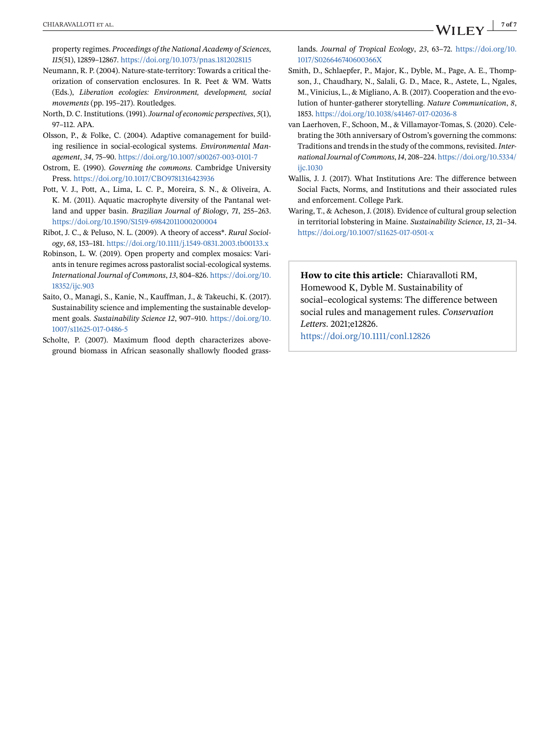property regimes. *Proceedings of the National Academy of Sciences*, *115*(51), 12859–12867. https://doi.org/10.1073/pnas.1812028115

Neumann, R. P. (2004). Nature-state-territory: Towards a critical theorization of conservation enclosures. In R. Peet & WM. Watts (Eds.), *Liberation ecologies: Environment, development, social movements* (pp. 195–217). Routledges.

North, D. C. Institutions. (1991). *Journal of economic perspectives*, *5*(1), 97–112. APA.

Olsson, P., & Folke, C. (2004). Adaptive comanagement for building resilience in social-ecological systems. *Environmental Management*, *34*, 75–90. https://doi.org/10.1007/s00267-003-0101-7

Ostrom, E. (1990). *Governing the commons*. Cambridge University Press. https://doi.org/10.1017/CBO9781316423936

Pott, V. J., Pott, A., Lima, L. C. P., Moreira, S. N., & Oliveira, A. K. M. (2011). Aquatic macrophyte diversity of the Pantanal wetland and upper basin. *Brazilian Journal of Biology*, *71*, 255–263. https://doi.org/10.1590/S1519-69842011000200004

Ribot, J. C., & Peluso, N. L. (2009). A theory of access*. *Rural Sociology*, *68*, 153–181. https://doi.org/10.1111/j.1549-0831.2003.tb00133.x

Robinson, L. W. (2019). Open property and complex mosaics: Variants in tenure regimes across pastoralist social-ecological systems. *International Journal of Commons*, *13*, 804–826. https://doi.org/10.18352/ijc.903

Saito, O., Managi, S., Kanie, N., Kauffman, J., & Takeuchi, K. (2017). Sustainability science and implementing the sustainable development goals. *Sustainability Science 12*, 907–910. https://doi.org/10.1007/s11625-017-0486-5

Scholte, P. (2007). Maximum flood depth characterizes above-ground biomass in African seasonally shallowly flooded grasslands. *Journal of Tropical Ecology*, *23*, 63–72. https://doi.org/10.1017/S026646740600366X

Smith, D., Schlaepfer, P., Major, K., Dyble, M., Page, A. E., Thompson, J., Chaudhary, N., Salali, G. D., Mace, R., Astete, L., Ngales, M., Vinicius, L., & Migliano, A. B. (2017). Cooperation and the evolution of hunter-gatherer storytelling. *Nature Communication*, *8*, 1853. https://doi.org/10.1038/s41467-017-02036-8

van Laerhoven, F., Schoon, M., & Villamayor-Tomas, S. (2020). Celebrating the 30th anniversary of Ostrom's governing the commons: Traditions and trends in the study of the commons, revisited. *International Journal of Commons*, *14*, 208–224. https://doi.org/10.5334/ijc.1030

Wallis, J. J. (2017). What Institutions Are: The difference between Social Facts, Norms, and Institutions and their associated rules and enforcement. College Park.

Waring, T., & Acheson, J. (2018). Evidence of cultural group selection in territorial lobstering in Maine. *Sustainability Science*, *13*, 21–34. https://doi.org/10.1007/s11625-017-0501-x

**How to cite this article:** Chiaravalloti RM, Homewood K, Dyble M. Sustainability of social–ecological systems: The difference between social rules and management rules. *Conservation Letters*. 2021;e12826. https://doi.org/10.1111/conl.12826